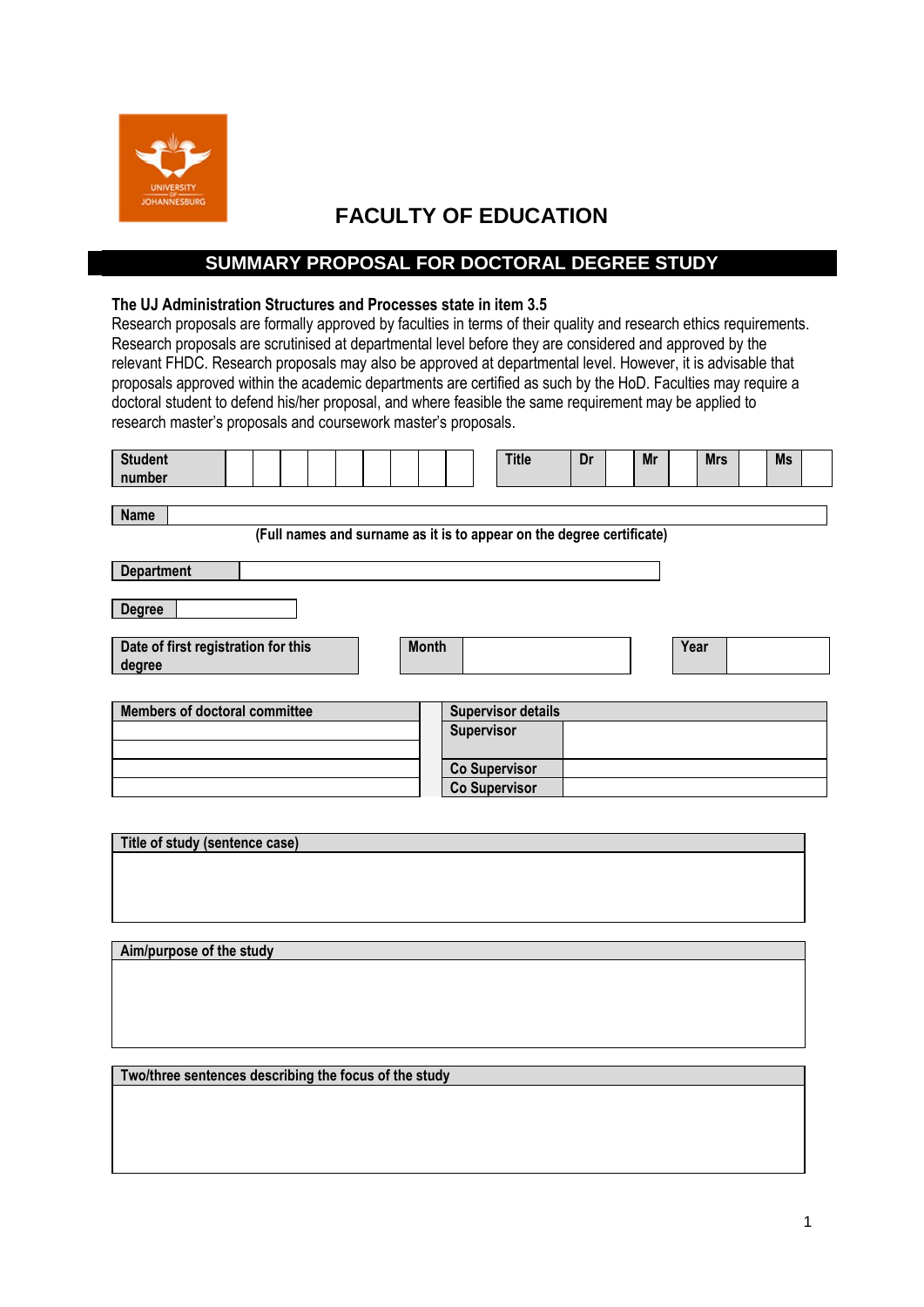UNIVERSITY OF JOHANNESBURG

# FACULTY OF EDUCATION

## SUMMARY PROPOSAL FOR DOCTORAL DEGREE STUDY

**The UJ Administration Structures and Processes state in item 3.5**
Research proposals are formally approved by faculties in terms of their quality and research ethics requirements. Research proposals are scrutinised at departmental level before they are considered and approved by the relevant FHDC. Research proposals may also be approved at departmental level. However, it is advisable that proposals approved within the academic departments are certified as such by the HoD. Faculties may require a doctoral student to defend his/her proposal, and where feasible the same requirement may be applied to research master's proposals and coursework master's proposals.

| **Student number** | | | | | | | | | | **Title** | **Dr** | | **Mr** | | **Mrs** | | **Ms** | |
|---|---|---|---|---|---|---|---|---|---|---|---|---|---|---|---|---|---|---|

| **Name** | |
|---|---|

**(Full names and surname as it is to appear on the degree certificate)**

| **Department** | |
|---|---|

| **Degree** | |
|---|---|

| **Date of first registration for this degree** | **Month** | | **Year** | |
|---|---|---|---|---|

| **Members of doctoral committee** | **Supervisor details** | |
|---|---|---|
| | **Supervisor** | |
| | | |
| | **Co Supervisor** | |
| | **Co Supervisor** | |

| **Title of study (sentence case)** |
|---|
| |

| **Aim/purpose of the study** |
|---|
| |

| **Two/three sentences describing the focus of the study** |
|---|
| |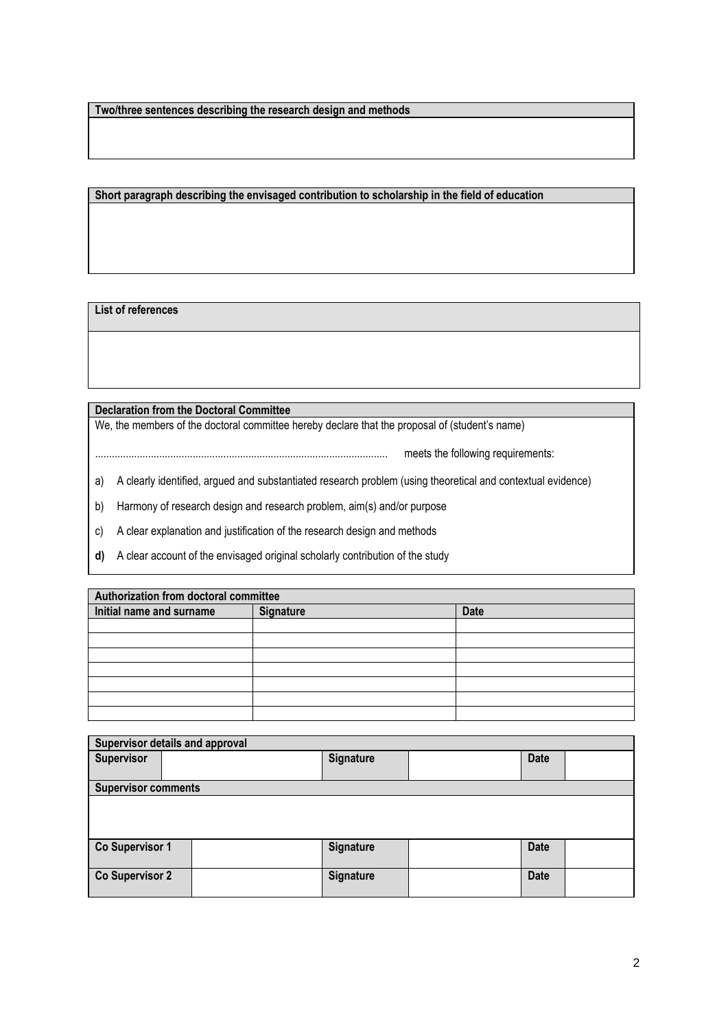| Two/three sentences describing the research design and methods |
| --- |
| |

| Short paragraph describing the envisaged contribution to scholarship in the field of education |
| --- |
| |

| List of references |
| --- |
| |

**Declaration from the Doctoral Committee**

We, the members of the doctoral committee hereby declare that the proposal of (student's name)

........................................................................................................ meets the following requirements:

a) A clearly identified, argued and substantiated research problem (using theoretical and contextual evidence)

b) Harmony of research design and research problem, aim(s) and/or purpose

c) A clear explanation and justification of the research design and methods

**d)** A clear account of the envisaged original scholarly contribution of the study

| Authorization from doctoral committee | | |
| --- | --- | --- |
| **Initial name and surname** | **Signature** | **Date** |
| | | |
| | | |
| | | |
| | | |
| | | |
| | | |
| | | |

| Supervisor details and approval | | | | | |
| --- | --- | --- | --- | --- | --- |
| **Supervisor** | | **Signature** | | **Date** | |
| **Supervisor comments** | | | | | |
| | | | | | |
| **Co Supervisor 1** | | **Signature** | | **Date** | |
| **Co Supervisor 2** | | **Signature** | | **Date** | |